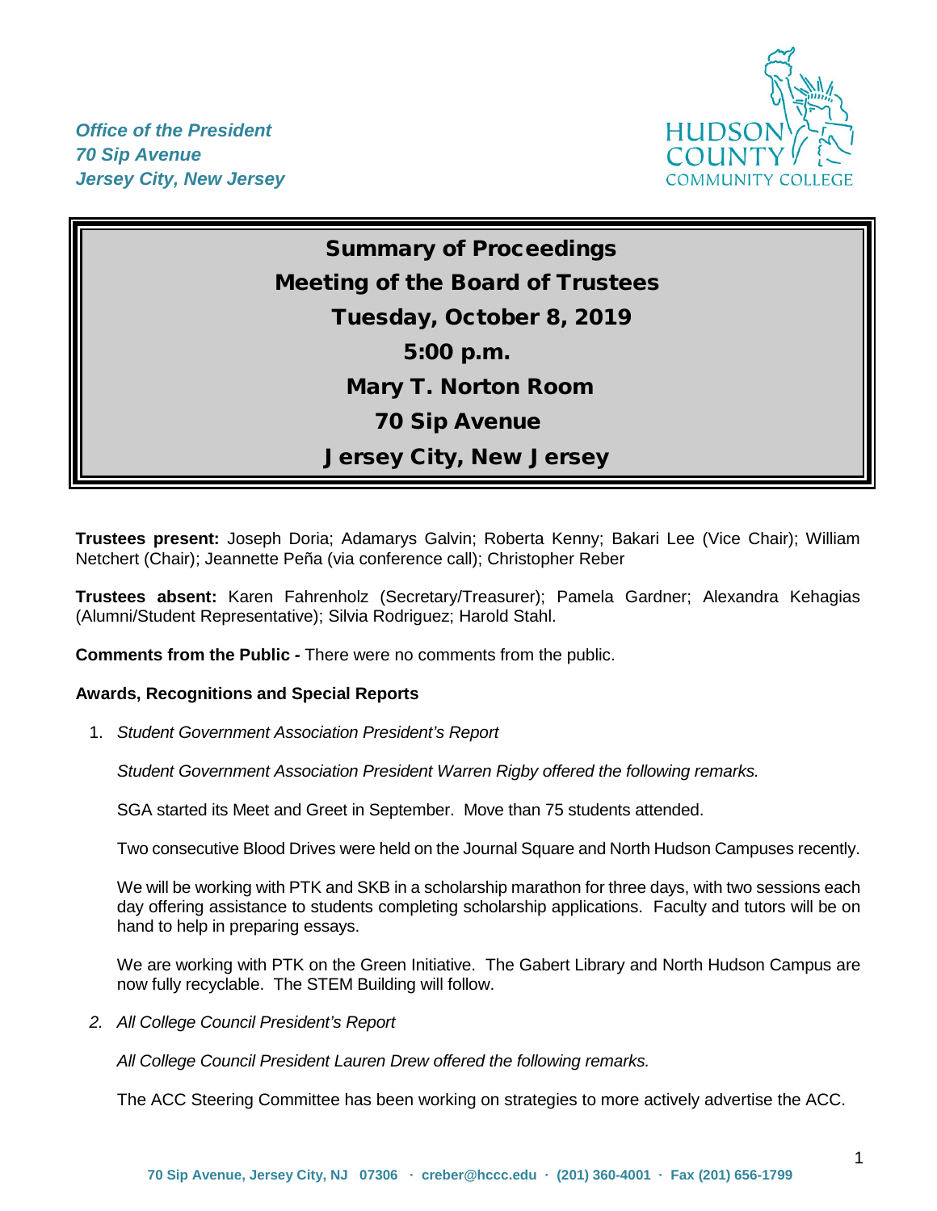*Office of the President*
*70 Sip Avenue*
*Jersey City, New Jersey*

# Summary of Proceedings
## Meeting of the Board of Trustees
## Tuesday, October 8, 2019
## 5:00 p.m.
## Mary T. Norton Room
## 70 Sip Avenue
## Jersey City, New Jersey

**Trustees present:** Joseph Doria; Adamarys Galvin; Roberta Kenny; Bakari Lee (Vice Chair); William Netchert (Chair); Jeannette Peña (via conference call); Christopher Reber

**Trustees absent:** Karen Fahrenholz (Secretary/Treasurer); Pamela Gardner; Alexandra Kehagias (Alumni/Student Representative); Silvia Rodriguez; Harold Stahl.

**Comments from the Public -** There were no comments from the public.

**Awards, Recognitions and Special Reports**

1. *Student Government Association President's Report*

   *Student Government Association President Warren Rigby offered the following remarks.*

   SGA started its Meet and Greet in September. Move than 75 students attended.

   Two consecutive Blood Drives were held on the Journal Square and North Hudson Campuses recently.

   We will be working with PTK and SKB in a scholarship marathon for three days, with two sessions each day offering assistance to students completing scholarship applications. Faculty and tutors will be on hand to help in preparing essays.

   We are working with PTK on the Green Initiative. The Gabert Library and North Hudson Campus are now fully recyclable. The STEM Building will follow.

2. *All College Council President's Report*

   *All College Council President Lauren Drew offered the following remarks.*

   The ACC Steering Committee has been working on strategies to more actively advertise the ACC.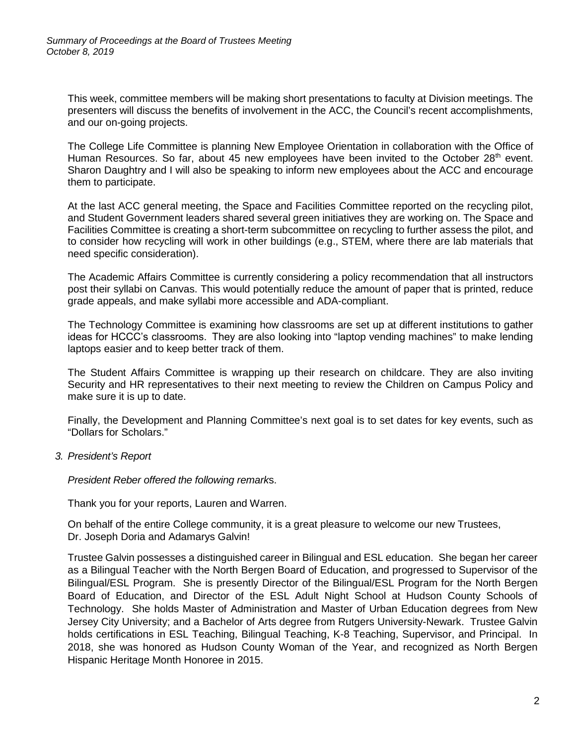This week, committee members will be making short presentations to faculty at Division meetings. The presenters will discuss the benefits of involvement in the ACC, the Council's recent accomplishments, and our on-going projects.

The College Life Committee is planning New Employee Orientation in collaboration with the Office of Human Resources. So far, about 45 new employees have been invited to the October 28th event. Sharon Daughtry and I will also be speaking to inform new employees about the ACC and encourage them to participate.

At the last ACC general meeting, the Space and Facilities Committee reported on the recycling pilot, and Student Government leaders shared several green initiatives they are working on. The Space and Facilities Committee is creating a short-term subcommittee on recycling to further assess the pilot, and to consider how recycling will work in other buildings (e.g., STEM, where there are lab materials that need specific consideration).

The Academic Affairs Committee is currently considering a policy recommendation that all instructors post their syllabi on Canvas. This would potentially reduce the amount of paper that is printed, reduce grade appeals, and make syllabi more accessible and ADA-compliant.

The Technology Committee is examining how classrooms are set up at different institutions to gather ideas for HCCC's classrooms. They are also looking into "laptop vending machines" to make lending laptops easier and to keep better track of them.

The Student Affairs Committee is wrapping up their research on childcare. They are also inviting Security and HR representatives to their next meeting to review the Children on Campus Policy and make sure it is up to date.

Finally, the Development and Planning Committee's next goal is to set dates for key events, such as "Dollars for Scholars."

*3. President's Report*

*President Reber offered the following remarks.*

Thank you for your reports, Lauren and Warren.

On behalf of the entire College community, it is a great pleasure to welcome our new Trustees, Dr. Joseph Doria and Adamarys Galvin!

Trustee Galvin possesses a distinguished career in Bilingual and ESL education. She began her career as a Bilingual Teacher with the North Bergen Board of Education, and progressed to Supervisor of the Bilingual/ESL Program. She is presently Director of the Bilingual/ESL Program for the North Bergen Board of Education, and Director of the ESL Adult Night School at Hudson County Schools of Technology. She holds Master of Administration and Master of Urban Education degrees from New Jersey City University; and a Bachelor of Arts degree from Rutgers University-Newark. Trustee Galvin holds certifications in ESL Teaching, Bilingual Teaching, K-8 Teaching, Supervisor, and Principal. In 2018, she was honored as Hudson County Woman of the Year, and recognized as North Bergen Hispanic Heritage Month Honoree in 2015.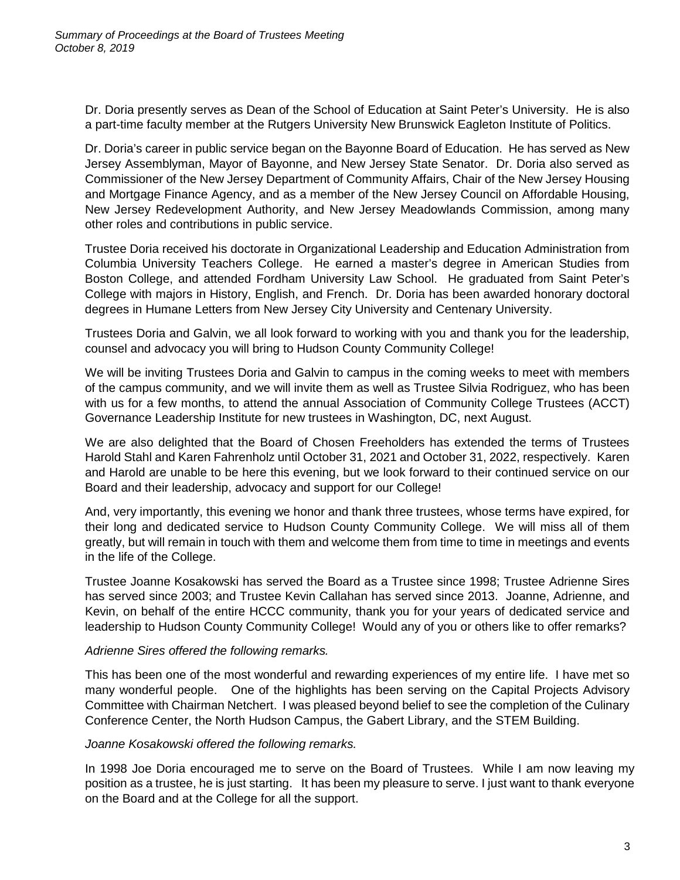Dr. Doria presently serves as Dean of the School of Education at Saint Peter's University. He is also a part-time faculty member at the Rutgers University New Brunswick Eagleton Institute of Politics.

Dr. Doria's career in public service began on the Bayonne Board of Education. He has served as New Jersey Assemblyman, Mayor of Bayonne, and New Jersey State Senator. Dr. Doria also served as Commissioner of the New Jersey Department of Community Affairs, Chair of the New Jersey Housing and Mortgage Finance Agency, and as a member of the New Jersey Council on Affordable Housing, New Jersey Redevelopment Authority, and New Jersey Meadowlands Commission, among many other roles and contributions in public service.

Trustee Doria received his doctorate in Organizational Leadership and Education Administration from Columbia University Teachers College. He earned a master's degree in American Studies from Boston College, and attended Fordham University Law School. He graduated from Saint Peter's College with majors in History, English, and French. Dr. Doria has been awarded honorary doctoral degrees in Humane Letters from New Jersey City University and Centenary University.

Trustees Doria and Galvin, we all look forward to working with you and thank you for the leadership, counsel and advocacy you will bring to Hudson County Community College!

We will be inviting Trustees Doria and Galvin to campus in the coming weeks to meet with members of the campus community, and we will invite them as well as Trustee Silvia Rodriguez, who has been with us for a few months, to attend the annual Association of Community College Trustees (ACCT) Governance Leadership Institute for new trustees in Washington, DC, next August.

We are also delighted that the Board of Chosen Freeholders has extended the terms of Trustees Harold Stahl and Karen Fahrenholz until October 31, 2021 and October 31, 2022, respectively. Karen and Harold are unable to be here this evening, but we look forward to their continued service on our Board and their leadership, advocacy and support for our College!

And, very importantly, this evening we honor and thank three trustees, whose terms have expired, for their long and dedicated service to Hudson County Community College. We will miss all of them greatly, but will remain in touch with them and welcome them from time to time in meetings and events in the life of the College.

Trustee Joanne Kosakowski has served the Board as a Trustee since 1998; Trustee Adrienne Sires has served since 2003; and Trustee Kevin Callahan has served since 2013. Joanne, Adrienne, and Kevin, on behalf of the entire HCCC community, thank you for your years of dedicated service and leadership to Hudson County Community College! Would any of you or others like to offer remarks?

*Adrienne Sires offered the following remarks.*

This has been one of the most wonderful and rewarding experiences of my entire life. I have met so many wonderful people. One of the highlights has been serving on the Capital Projects Advisory Committee with Chairman Netchert. I was pleased beyond belief to see the completion of the Culinary Conference Center, the North Hudson Campus, the Gabert Library, and the STEM Building.

*Joanne Kosakowski offered the following remarks.*

In 1998 Joe Doria encouraged me to serve on the Board of Trustees. While I am now leaving my position as a trustee, he is just starting. It has been my pleasure to serve. I just want to thank everyone on the Board and at the College for all the support.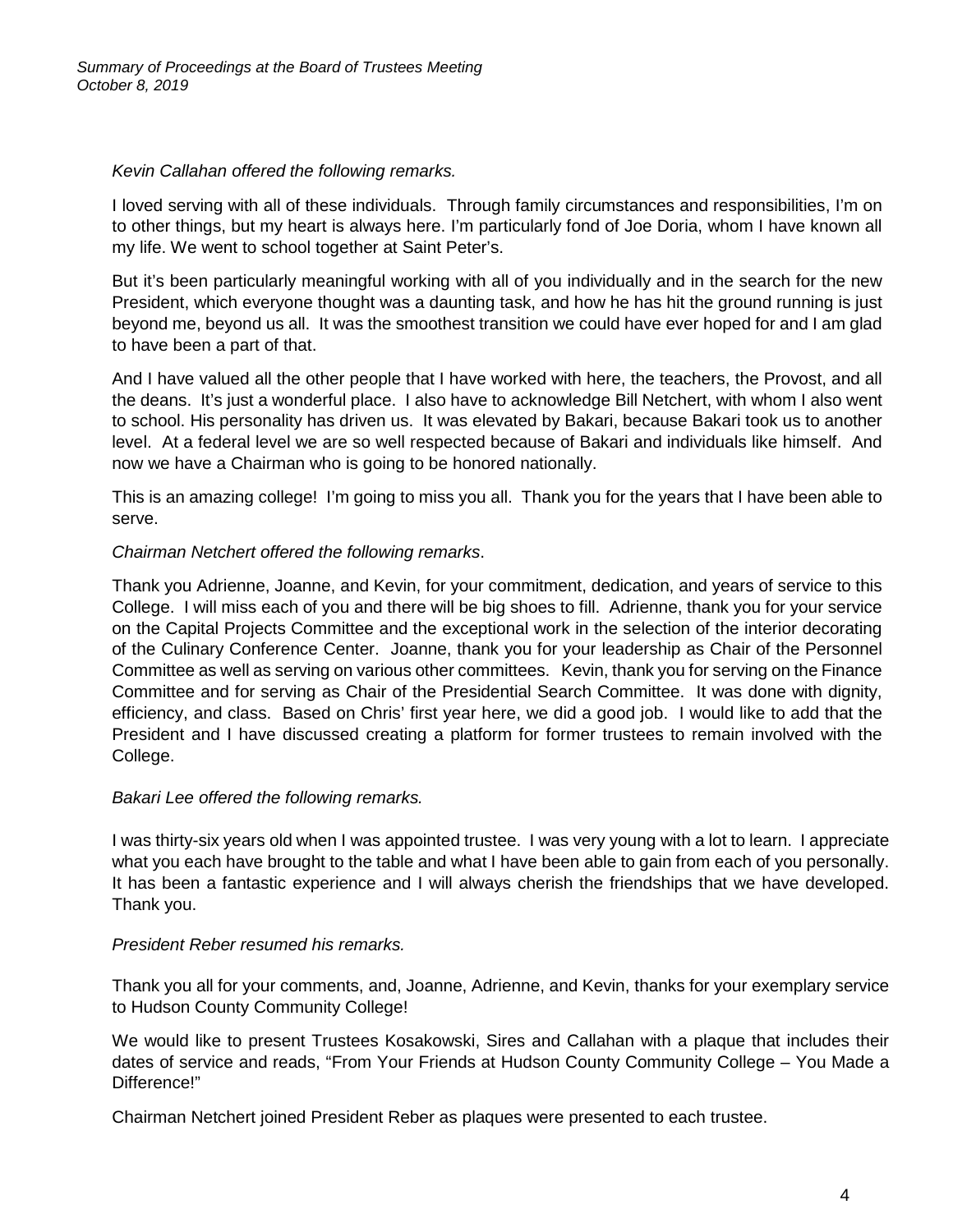*Kevin Callahan offered the following remarks.*

I loved serving with all of these individuals. Through family circumstances and responsibilities, I'm on to other things, but my heart is always here. I'm particularly fond of Joe Doria, whom I have known all my life. We went to school together at Saint Peter's.

But it's been particularly meaningful working with all of you individually and in the search for the new President, which everyone thought was a daunting task, and how he has hit the ground running is just beyond me, beyond us all. It was the smoothest transition we could have ever hoped for and I am glad to have been a part of that.

And I have valued all the other people that I have worked with here, the teachers, the Provost, and all the deans. It's just a wonderful place. I also have to acknowledge Bill Netchert, with whom I also went to school. His personality has driven us. It was elevated by Bakari, because Bakari took us to another level. At a federal level we are so well respected because of Bakari and individuals like himself. And now we have a Chairman who is going to be honored nationally.

This is an amazing college! I'm going to miss you all. Thank you for the years that I have been able to serve.

*Chairman Netchert offered the following remarks*.

Thank you Adrienne, Joanne, and Kevin, for your commitment, dedication, and years of service to this College. I will miss each of you and there will be big shoes to fill. Adrienne, thank you for your service on the Capital Projects Committee and the exceptional work in the selection of the interior decorating of the Culinary Conference Center. Joanne, thank you for your leadership as Chair of the Personnel Committee as well as serving on various other committees. Kevin, thank you for serving on the Finance Committee and for serving as Chair of the Presidential Search Committee. It was done with dignity, efficiency, and class. Based on Chris' first year here, we did a good job. I would like to add that the President and I have discussed creating a platform for former trustees to remain involved with the College.

*Bakari Lee offered the following remarks.*

I was thirty-six years old when I was appointed trustee. I was very young with a lot to learn. I appreciate what you each have brought to the table and what I have been able to gain from each of you personally. It has been a fantastic experience and I will always cherish the friendships that we have developed. Thank you.

*President Reber resumed his remarks.*

Thank you all for your comments, and, Joanne, Adrienne, and Kevin, thanks for your exemplary service to Hudson County Community College!

We would like to present Trustees Kosakowski, Sires and Callahan with a plaque that includes their dates of service and reads, "From Your Friends at Hudson County Community College – You Made a Difference!"

Chairman Netchert joined President Reber as plaques were presented to each trustee.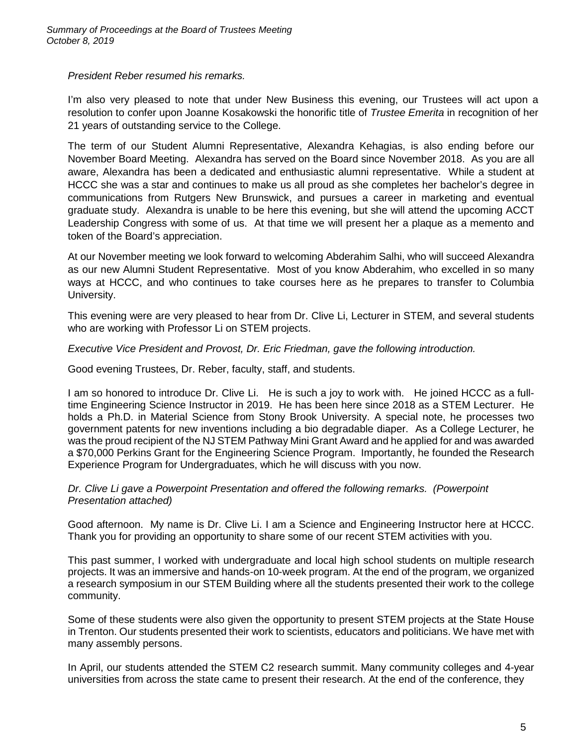*President Reber resumed his remarks.*

I'm also very pleased to note that under New Business this evening, our Trustees will act upon a resolution to confer upon Joanne Kosakowski the honorific title of *Trustee Emerita* in recognition of her 21 years of outstanding service to the College.

The term of our Student Alumni Representative, Alexandra Kehagias, is also ending before our November Board Meeting. Alexandra has served on the Board since November 2018. As you are all aware, Alexandra has been a dedicated and enthusiastic alumni representative. While a student at HCCC she was a star and continues to make us all proud as she completes her bachelor's degree in communications from Rutgers New Brunswick, and pursues a career in marketing and eventual graduate study. Alexandra is unable to be here this evening, but she will attend the upcoming ACCT Leadership Congress with some of us. At that time we will present her a plaque as a memento and token of the Board's appreciation.

At our November meeting we look forward to welcoming Abderahim Salhi, who will succeed Alexandra as our new Alumni Student Representative. Most of you know Abderahim, who excelled in so many ways at HCCC, and who continues to take courses here as he prepares to transfer to Columbia University.

This evening were are very pleased to hear from Dr. Clive Li, Lecturer in STEM, and several students who are working with Professor Li on STEM projects.

*Executive Vice President and Provost, Dr. Eric Friedman, gave the following introduction.*

Good evening Trustees, Dr. Reber, faculty, staff, and students.

I am so honored to introduce Dr. Clive Li. He is such a joy to work with. He joined HCCC as a full-time Engineering Science Instructor in 2019. He has been here since 2018 as a STEM Lecturer. He holds a Ph.D. in Material Science from Stony Brook University. A special note, he processes two government patents for new inventions including a bio degradable diaper. As a College Lecturer, he was the proud recipient of the NJ STEM Pathway Mini Grant Award and he applied for and was awarded a $70,000 Perkins Grant for the Engineering Science Program. Importantly, he founded the Research Experience Program for Undergraduates, which he will discuss with you now.

*Dr. Clive Li gave a Powerpoint Presentation and offered the following remarks. (Powerpoint Presentation attached)*

Good afternoon. My name is Dr. Clive Li. I am a Science and Engineering Instructor here at HCCC. Thank you for providing an opportunity to share some of our recent STEM activities with you.

This past summer, I worked with undergraduate and local high school students on multiple research projects. It was an immersive and hands-on 10-week program. At the end of the program, we organized a research symposium in our STEM Building where all the students presented their work to the college community.

Some of these students were also given the opportunity to present STEM projects at the State House in Trenton. Our students presented their work to scientists, educators and politicians. We have met with many assembly persons.

In April, our students attended the STEM C2 research summit. Many community colleges and 4-year universities from across the state came to present their research. At the end of the conference, they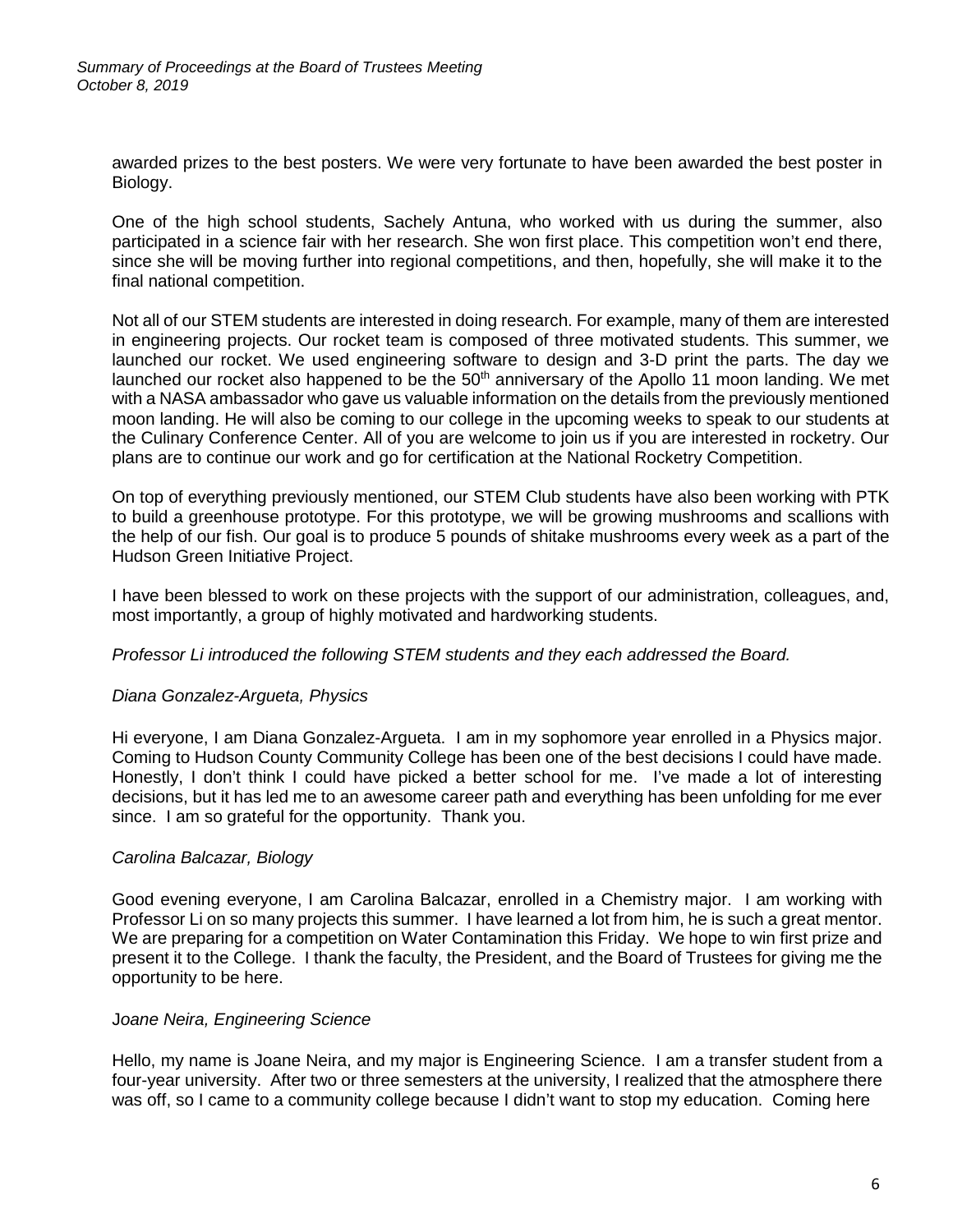awarded prizes to the best posters. We were very fortunate to have been awarded the best poster in Biology.

One of the high school students, Sachely Antuna, who worked with us during the summer, also participated in a science fair with her research. She won first place. This competition won't end there, since she will be moving further into regional competitions, and then, hopefully, she will make it to the final national competition.

Not all of our STEM students are interested in doing research. For example, many of them are interested in engineering projects. Our rocket team is composed of three motivated students. This summer, we launched our rocket. We used engineering software to design and 3-D print the parts. The day we launched our rocket also happened to be the 50th anniversary of the Apollo 11 moon landing. We met with a NASA ambassador who gave us valuable information on the details from the previously mentioned moon landing. He will also be coming to our college in the upcoming weeks to speak to our students at the Culinary Conference Center. All of you are welcome to join us if you are interested in rocketry. Our plans are to continue our work and go for certification at the National Rocketry Competition.

On top of everything previously mentioned, our STEM Club students have also been working with PTK to build a greenhouse prototype. For this prototype, we will be growing mushrooms and scallions with the help of our fish. Our goal is to produce 5 pounds of shitake mushrooms every week as a part of the Hudson Green Initiative Project.

I have been blessed to work on these projects with the support of our administration, colleagues, and, most importantly, a group of highly motivated and hardworking students.

*Professor Li introduced the following STEM students and they each addressed the Board.*

*Diana Gonzalez-Argueta, Physics*

Hi everyone, I am Diana Gonzalez-Argueta. I am in my sophomore year enrolled in a Physics major. Coming to Hudson County Community College has been one of the best decisions I could have made. Honestly, I don't think I could have picked a better school for me. I've made a lot of interesting decisions, but it has led me to an awesome career path and everything has been unfolding for me ever since. I am so grateful for the opportunity. Thank you.

*Carolina Balcazar, Biology*

Good evening everyone, I am Carolina Balcazar, enrolled in a Chemistry major. I am working with Professor Li on so many projects this summer. I have learned a lot from him, he is such a great mentor. We are preparing for a competition on Water Contamination this Friday. We hope to win first prize and present it to the College. I thank the faculty, the President, and the Board of Trustees for giving me the opportunity to be here.

*Joane Neira, Engineering Science*

Hello, my name is Joane Neira, and my major is Engineering Science. I am a transfer student from a four-year university. After two or three semesters at the university, I realized that the atmosphere there was off, so I came to a community college because I didn't want to stop my education. Coming here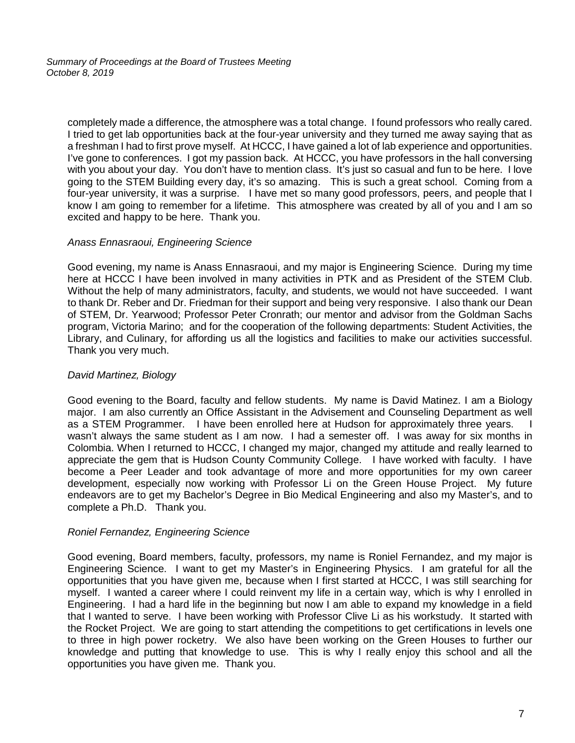completely made a difference, the atmosphere was a total change. I found professors who really cared. I tried to get lab opportunities back at the four-year university and they turned me away saying that as a freshman I had to first prove myself. At HCCC, I have gained a lot of lab experience and opportunities. I've gone to conferences. I got my passion back. At HCCC, you have professors in the hall conversing with you about your day. You don't have to mention class. It's just so casual and fun to be here. I love going to the STEM Building every day, it's so amazing. This is such a great school. Coming from a four-year university, it was a surprise. I have met so many good professors, peers, and people that I know I am going to remember for a lifetime. This atmosphere was created by all of you and I am so excited and happy to be here. Thank you.

*Anass Ennasraoui, Engineering Science*

Good evening, my name is Anass Ennasraoui, and my major is Engineering Science. During my time here at HCCC I have been involved in many activities in PTK and as President of the STEM Club. Without the help of many administrators, faculty, and students, we would not have succeeded. I want to thank Dr. Reber and Dr. Friedman for their support and being very responsive. I also thank our Dean of STEM, Dr. Yearwood; Professor Peter Cronrath; our mentor and advisor from the Goldman Sachs program, Victoria Marino; and for the cooperation of the following departments: Student Activities, the Library, and Culinary, for affording us all the logistics and facilities to make our activities successful. Thank you very much.

*David Martinez, Biology*

Good evening to the Board, faculty and fellow students. My name is David Matinez. I am a Biology major. I am also currently an Office Assistant in the Advisement and Counseling Department as well as a STEM Programmer. I have been enrolled here at Hudson for approximately three years. I wasn't always the same student as I am now. I had a semester off. I was away for six months in Colombia. When I returned to HCCC, I changed my major, changed my attitude and really learned to appreciate the gem that is Hudson County Community College. I have worked with faculty. I have become a Peer Leader and took advantage of more and more opportunities for my own career development, especially now working with Professor Li on the Green House Project. My future endeavors are to get my Bachelor's Degree in Bio Medical Engineering and also my Master's, and to complete a Ph.D. Thank you.

*Roniel Fernandez, Engineering Science*

Good evening, Board members, faculty, professors, my name is Roniel Fernandez, and my major is Engineering Science. I want to get my Master's in Engineering Physics. I am grateful for all the opportunities that you have given me, because when I first started at HCCC, I was still searching for myself. I wanted a career where I could reinvent my life in a certain way, which is why I enrolled in Engineering. I had a hard life in the beginning but now I am able to expand my knowledge in a field that I wanted to serve. I have been working with Professor Clive Li as his workstudy. It started with the Rocket Project. We are going to start attending the competitions to get certifications in levels one to three in high power rocketry. We also have been working on the Green Houses to further our knowledge and putting that knowledge to use. This is why I really enjoy this school and all the opportunities you have given me. Thank you.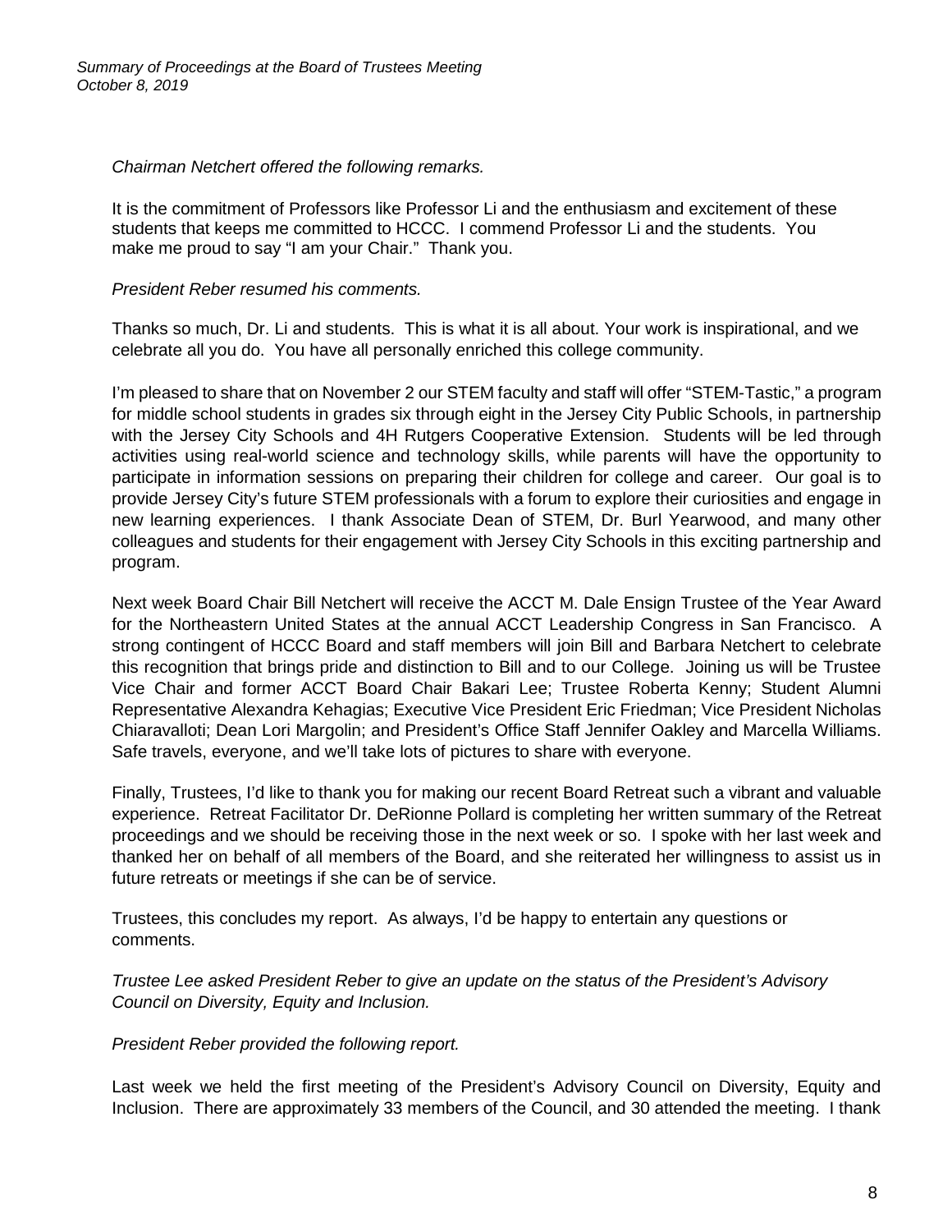*Chairman Netchert offered the following remarks.*

It is the commitment of Professors like Professor Li and the enthusiasm and excitement of these students that keeps me committed to HCCC. I commend Professor Li and the students. You make me proud to say "I am your Chair." Thank you.

*President Reber resumed his comments.*

Thanks so much, Dr. Li and students. This is what it is all about. Your work is inspirational, and we celebrate all you do. You have all personally enriched this college community.

I'm pleased to share that on November 2 our STEM faculty and staff will offer "STEM-Tastic," a program for middle school students in grades six through eight in the Jersey City Public Schools, in partnership with the Jersey City Schools and 4H Rutgers Cooperative Extension. Students will be led through activities using real-world science and technology skills, while parents will have the opportunity to participate in information sessions on preparing their children for college and career. Our goal is to provide Jersey City's future STEM professionals with a forum to explore their curiosities and engage in new learning experiences. I thank Associate Dean of STEM, Dr. Burl Yearwood, and many other colleagues and students for their engagement with Jersey City Schools in this exciting partnership and program.

Next week Board Chair Bill Netchert will receive the ACCT M. Dale Ensign Trustee of the Year Award for the Northeastern United States at the annual ACCT Leadership Congress in San Francisco. A strong contingent of HCCC Board and staff members will join Bill and Barbara Netchert to celebrate this recognition that brings pride and distinction to Bill and to our College. Joining us will be Trustee Vice Chair and former ACCT Board Chair Bakari Lee; Trustee Roberta Kenny; Student Alumni Representative Alexandra Kehagias; Executive Vice President Eric Friedman; Vice President Nicholas Chiaravalloti; Dean Lori Margolin; and President's Office Staff Jennifer Oakley and Marcella Williams. Safe travels, everyone, and we'll take lots of pictures to share with everyone.

Finally, Trustees, I'd like to thank you for making our recent Board Retreat such a vibrant and valuable experience. Retreat Facilitator Dr. DeRionne Pollard is completing her written summary of the Retreat proceedings and we should be receiving those in the next week or so. I spoke with her last week and thanked her on behalf of all members of the Board, and she reiterated her willingness to assist us in future retreats or meetings if she can be of service.

Trustees, this concludes my report. As always, I'd be happy to entertain any questions or comments.

*Trustee Lee asked President Reber to give an update on the status of the President's Advisory Council on Diversity, Equity and Inclusion.*

*President Reber provided the following report.*

Last week we held the first meeting of the President's Advisory Council on Diversity, Equity and Inclusion. There are approximately 33 members of the Council, and 30 attended the meeting. I thank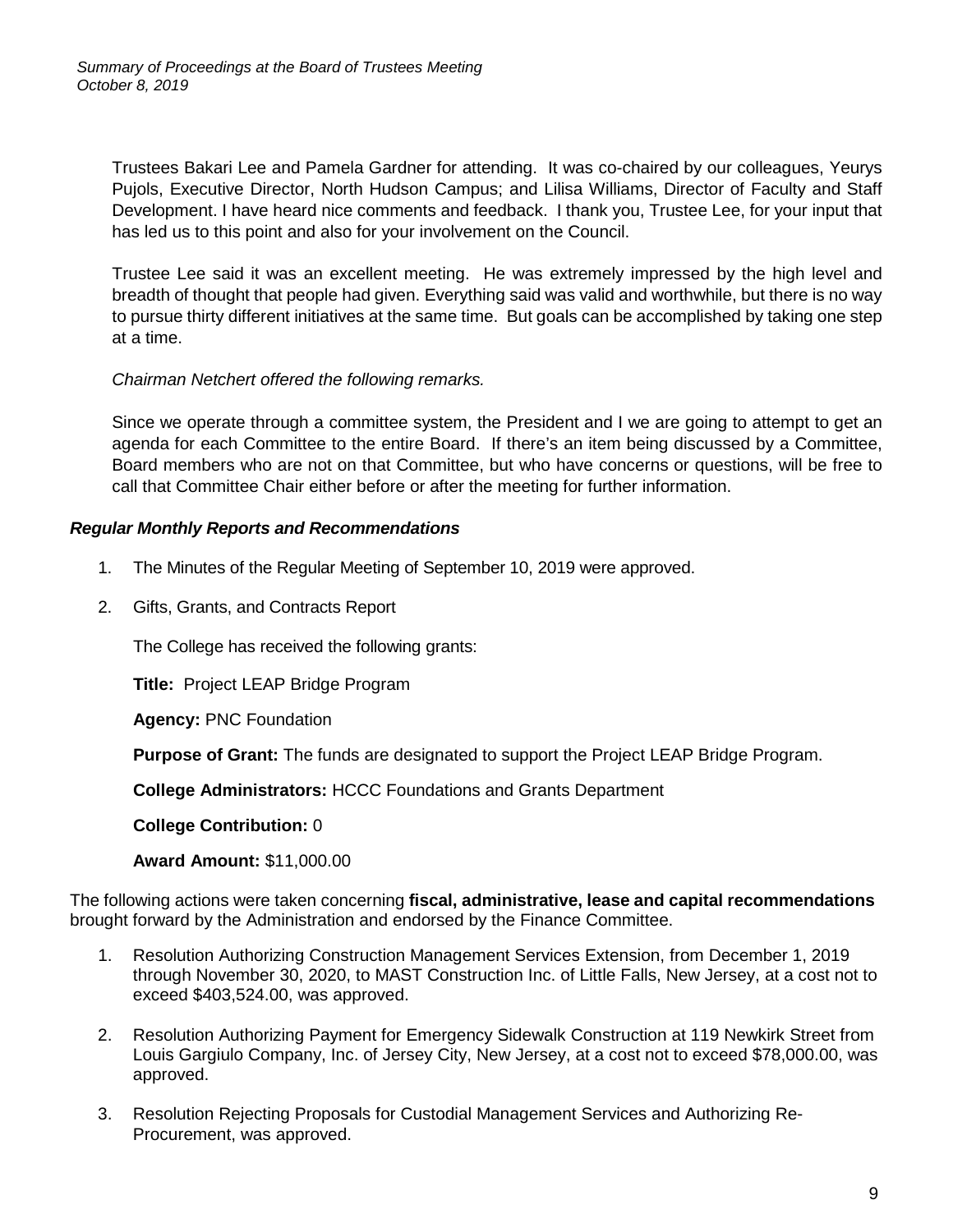Trustees Bakari Lee and Pamela Gardner for attending. It was co-chaired by our colleagues, Yeurys Pujols, Executive Director, North Hudson Campus; and Lilisa Williams, Director of Faculty and Staff Development. I have heard nice comments and feedback. I thank you, Trustee Lee, for your input that has led us to this point and also for your involvement on the Council.

Trustee Lee said it was an excellent meeting. He was extremely impressed by the high level and breadth of thought that people had given. Everything said was valid and worthwhile, but there is no way to pursue thirty different initiatives at the same time. But goals can be accomplished by taking one step at a time.

*Chairman Netchert offered the following remarks.*

Since we operate through a committee system, the President and I we are going to attempt to get an agenda for each Committee to the entire Board. If there's an item being discussed by a Committee, Board members who are not on that Committee, but who have concerns or questions, will be free to call that Committee Chair either before or after the meeting for further information.

***Regular Monthly Reports and Recommendations***

1. The Minutes of the Regular Meeting of September 10, 2019 were approved.
2. Gifts, Grants, and Contracts Report

   The College has received the following grants:

   **Title:** Project LEAP Bridge Program

   **Agency:** PNC Foundation

   **Purpose of Grant:** The funds are designated to support the Project LEAP Bridge Program.

   **College Administrators:** HCCC Foundations and Grants Department

   **College Contribution:** 0

   **Award Amount:** $11,000.00

The following actions were taken concerning **fiscal, administrative, lease and capital recommendations** brought forward by the Administration and endorsed by the Finance Committee.

1. Resolution Authorizing Construction Management Services Extension, from December 1, 2019 through November 30, 2020, to MAST Construction Inc. of Little Falls, New Jersey, at a cost not to exceed $403,524.00, was approved.
2. Resolution Authorizing Payment for Emergency Sidewalk Construction at 119 Newkirk Street from Louis Gargiulo Company, Inc. of Jersey City, New Jersey, at a cost not to exceed $78,000.00, was approved.
3. Resolution Rejecting Proposals for Custodial Management Services and Authorizing Re-Procurement, was approved.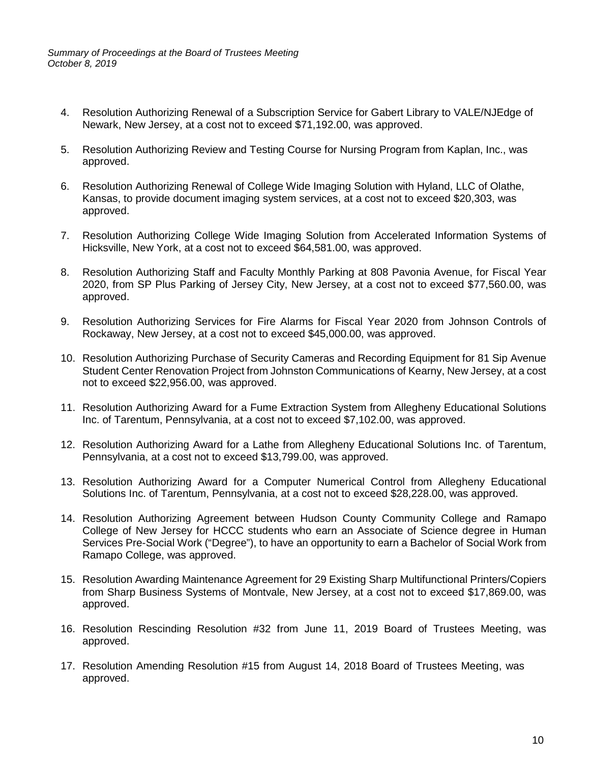4. Resolution Authorizing Renewal of a Subscription Service for Gabert Library to VALE/NJEdge of Newark, New Jersey, at a cost not to exceed $71,192.00, was approved.

5. Resolution Authorizing Review and Testing Course for Nursing Program from Kaplan, Inc., was approved.

6. Resolution Authorizing Renewal of College Wide Imaging Solution with Hyland, LLC of Olathe, Kansas, to provide document imaging system services, at a cost not to exceed $20,303, was approved.

7. Resolution Authorizing College Wide Imaging Solution from Accelerated Information Systems of Hicksville, New York, at a cost not to exceed $64,581.00, was approved.

8. Resolution Authorizing Staff and Faculty Monthly Parking at 808 Pavonia Avenue, for Fiscal Year 2020, from SP Plus Parking of Jersey City, New Jersey, at a cost not to exceed $77,560.00, was approved.

9. Resolution Authorizing Services for Fire Alarms for Fiscal Year 2020 from Johnson Controls of Rockaway, New Jersey, at a cost not to exceed $45,000.00, was approved.

10. Resolution Authorizing Purchase of Security Cameras and Recording Equipment for 81 Sip Avenue Student Center Renovation Project from Johnston Communications of Kearny, New Jersey, at a cost not to exceed $22,956.00, was approved.

11. Resolution Authorizing Award for a Fume Extraction System from Allegheny Educational Solutions Inc. of Tarentum, Pennsylvania, at a cost not to exceed $7,102.00, was approved.

12. Resolution Authorizing Award for a Lathe from Allegheny Educational Solutions Inc. of Tarentum, Pennsylvania, at a cost not to exceed $13,799.00, was approved.

13. Resolution Authorizing Award for a Computer Numerical Control from Allegheny Educational Solutions Inc. of Tarentum, Pennsylvania, at a cost not to exceed $28,228.00, was approved.

14. Resolution Authorizing Agreement between Hudson County Community College and Ramapo College of New Jersey for HCCC students who earn an Associate of Science degree in Human Services Pre-Social Work ("Degree"), to have an opportunity to earn a Bachelor of Social Work from Ramapo College, was approved.

15. Resolution Awarding Maintenance Agreement for 29 Existing Sharp Multifunctional Printers/Copiers from Sharp Business Systems of Montvale, New Jersey, at a cost not to exceed $17,869.00, was approved.

16. Resolution Rescinding Resolution #32 from June 11, 2019 Board of Trustees Meeting, was approved.

17. Resolution Amending Resolution #15 from August 14, 2018 Board of Trustees Meeting, was approved.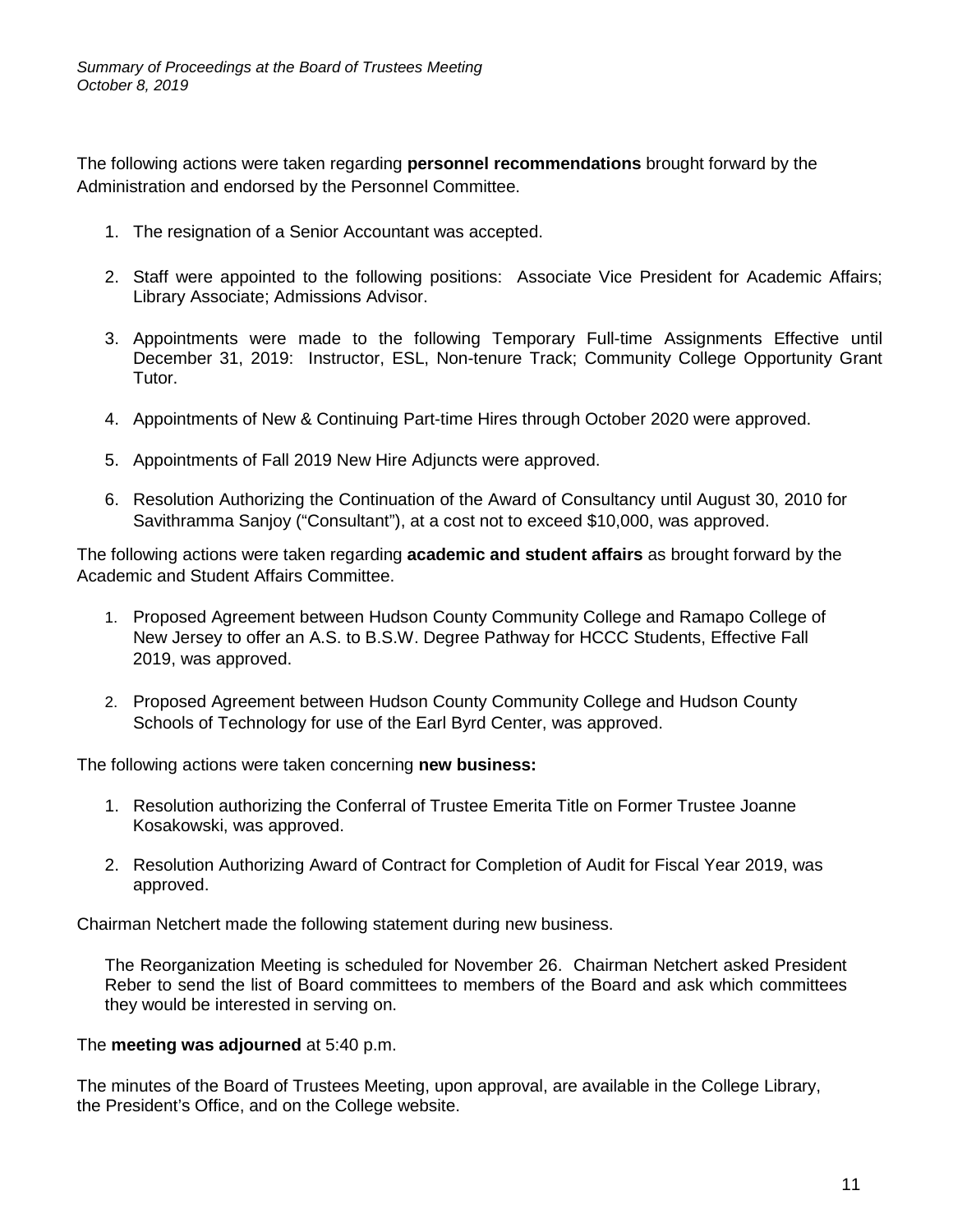The following actions were taken regarding **personnel recommendations** brought forward by the Administration and endorsed by the Personnel Committee.

1. The resignation of a Senior Accountant was accepted.
2. Staff were appointed to the following positions: Associate Vice President for Academic Affairs; Library Associate; Admissions Advisor.
3. Appointments were made to the following Temporary Full-time Assignments Effective until December 31, 2019: Instructor, ESL, Non-tenure Track; Community College Opportunity Grant Tutor.
4. Appointments of New & Continuing Part-time Hires through October 2020 were approved.
5. Appointments of Fall 2019 New Hire Adjuncts were approved.
6. Resolution Authorizing the Continuation of the Award of Consultancy until August 30, 2010 for Savithramma Sanjoy ("Consultant"), at a cost not to exceed $10,000, was approved.

The following actions were taken regarding **academic and student affairs** as brought forward by the Academic and Student Affairs Committee.

1. Proposed Agreement between Hudson County Community College and Ramapo College of New Jersey to offer an A.S. to B.S.W. Degree Pathway for HCCC Students, Effective Fall 2019, was approved.
2. Proposed Agreement between Hudson County Community College and Hudson County Schools of Technology for use of the Earl Byrd Center, was approved.

The following actions were taken concerning **new business:**

1. Resolution authorizing the Conferral of Trustee Emerita Title on Former Trustee Joanne Kosakowski, was approved.
2. Resolution Authorizing Award of Contract for Completion of Audit for Fiscal Year 2019, was approved.

Chairman Netchert made the following statement during new business.

The Reorganization Meeting is scheduled for November 26. Chairman Netchert asked President Reber to send the list of Board committees to members of the Board and ask which committees they would be interested in serving on.

The **meeting was adjourned** at 5:40 p.m.

The minutes of the Board of Trustees Meeting, upon approval, are available in the College Library, the President's Office, and on the College website.